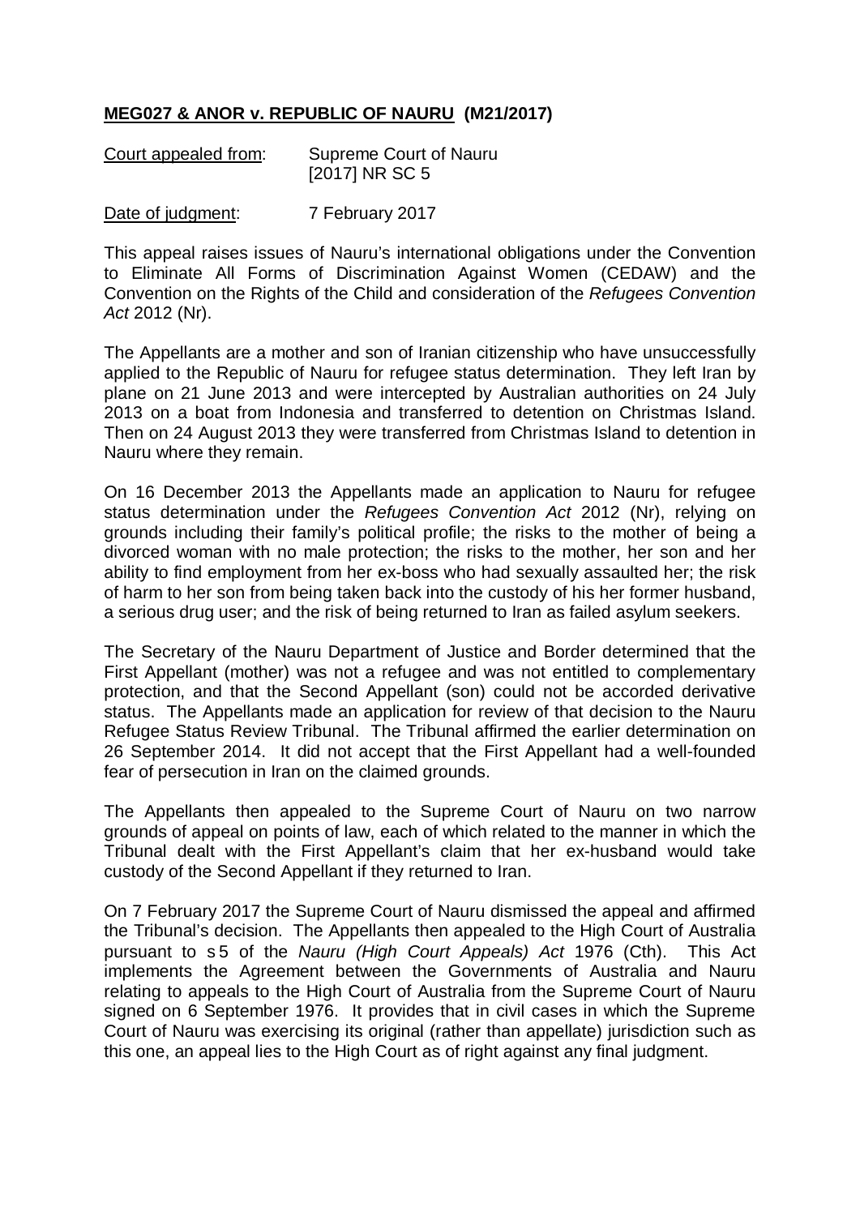**MEG027 & ANOR v. REPUBLIC OF NAURU (M21/2017)**

Court appealed from: Supreme Court of Nauru [2017] NR SC 5

Date of judgment: 7 February 2017

This appeal raises issues of Nauru's international obligations under the Convention to Eliminate All Forms of Discrimination Against Women (CEDAW) and the Convention on the Rights of the Child and consideration of the *Refugees Convention Act* 2012 (Nr).

The Appellants are a mother and son of Iranian citizenship who have unsuccessfully applied to the Republic of Nauru for refugee status determination. They left Iran by plane on 21 June 2013 and were intercepted by Australian authorities on 24 July 2013 on a boat from Indonesia and transferred to detention on Christmas Island. Then on 24 August 2013 they were transferred from Christmas Island to detention in Nauru where they remain.

On 16 December 2013 the Appellants made an application to Nauru for refugee status determination under the *Refugees Convention Act* 2012 (Nr), relying on grounds including their family's political profile; the risks to the mother of being a divorced woman with no male protection; the risks to the mother, her son and her ability to find employment from her ex-boss who had sexually assaulted her; the risk of harm to her son from being taken back into the custody of his her former husband, a serious drug user; and the risk of being returned to Iran as failed asylum seekers.

The Secretary of the Nauru Department of Justice and Border determined that the First Appellant (mother) was not a refugee and was not entitled to complementary protection, and that the Second Appellant (son) could not be accorded derivative status. The Appellants made an application for review of that decision to the Nauru Refugee Status Review Tribunal. The Tribunal affirmed the earlier determination on 26 September 2014. It did not accept that the First Appellant had a well-founded fear of persecution in Iran on the claimed grounds.

The Appellants then appealed to the Supreme Court of Nauru on two narrow grounds of appeal on points of law, each of which related to the manner in which the Tribunal dealt with the First Appellant's claim that her ex-husband would take custody of the Second Appellant if they returned to Iran.

On 7 February 2017 the Supreme Court of Nauru dismissed the appeal and affirmed the Tribunal's decision. The Appellants then appealed to the High Court of Australia pursuant to s 5 of the *Nauru (High Court Appeals) Act* 1976 (Cth). This Act implements the Agreement between the Governments of Australia and Nauru relating to appeals to the High Court of Australia from the Supreme Court of Nauru signed on 6 September 1976. It provides that in civil cases in which the Supreme Court of Nauru was exercising its original (rather than appellate) jurisdiction such as this one, an appeal lies to the High Court as of right against any final judgment.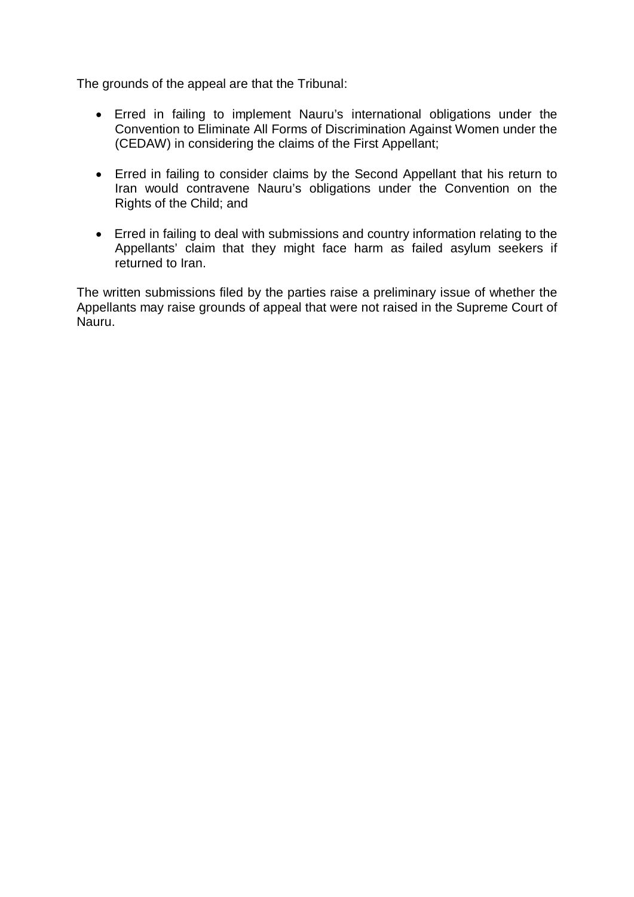The grounds of the appeal are that the Tribunal:

- Erred in failing to implement Nauru's international obligations under the Convention to Eliminate All Forms of Discrimination Against Women under the (CEDAW) in considering the claims of the First Appellant;
- Erred in failing to consider claims by the Second Appellant that his return to Iran would contravene Nauru's obligations under the Convention on the Rights of the Child; and
- Erred in failing to deal with submissions and country information relating to the Appellants' claim that they might face harm as failed asylum seekers if returned to Iran.

The written submissions filed by the parties raise a preliminary issue of whether the Appellants may raise grounds of appeal that were not raised in the Supreme Court of Nauru.